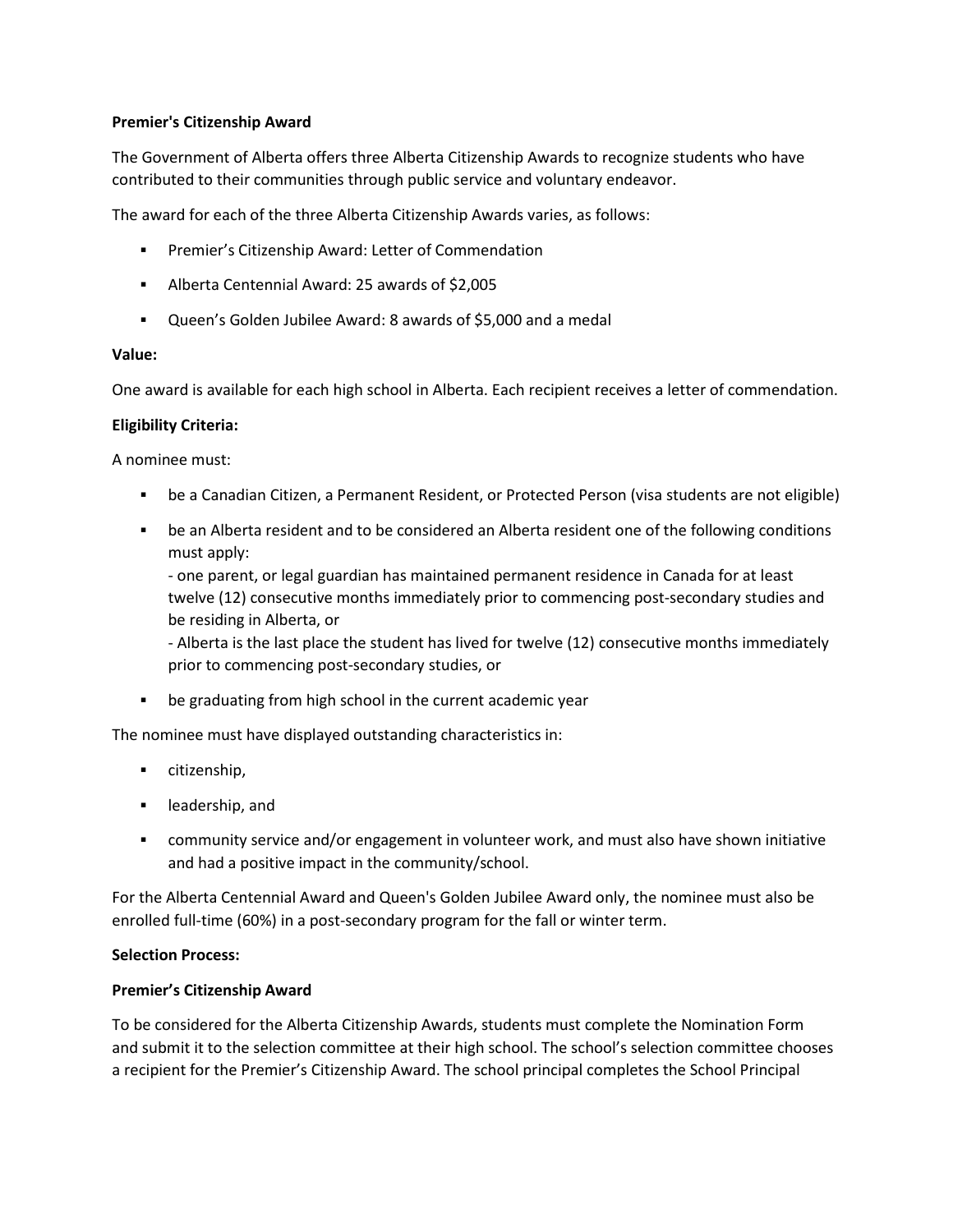**Premier's Citizenship Award**

The Government of Alberta offers three Alberta Citizenship Awards to recognize students who have contributed to their communities through public service and voluntary endeavor.

The award for each of the three Alberta Citizenship Awards varies, as follows:

- Premier's Citizenship Award: Letter of Commendation
- Alberta Centennial Award: 25 awards of $2,005
- Queen's Golden Jubilee Award: 8 awards of $5,000 and a medal

**Value:**

One award is available for each high school in Alberta. Each recipient receives a letter of commendation.

**Eligibility Criteria:**

A nominee must:

- be a Canadian Citizen, a Permanent Resident, or Protected Person (visa students are not eligible)
- be an Alberta resident and to be considered an Alberta resident one of the following conditions must apply:
  - one parent, or legal guardian has maintained permanent residence in Canada for at least twelve (12) consecutive months immediately prior to commencing post-secondary studies and be residing in Alberta, or
  - Alberta is the last place the student has lived for twelve (12) consecutive months immediately prior to commencing post-secondary studies, or
- be graduating from high school in the current academic year

The nominee must have displayed outstanding characteristics in:

- citizenship,
- leadership, and
- community service and/or engagement in volunteer work, and must also have shown initiative and had a positive impact in the community/school.

For the Alberta Centennial Award and Queen's Golden Jubilee Award only, the nominee must also be enrolled full-time (60%) in a post-secondary program for the fall or winter term.

**Selection Process:**

**Premier's Citizenship Award**

To be considered for the Alberta Citizenship Awards, students must complete the Nomination Form and submit it to the selection committee at their high school. The school's selection committee chooses a recipient for the Premier's Citizenship Award. The school principal completes the School Principal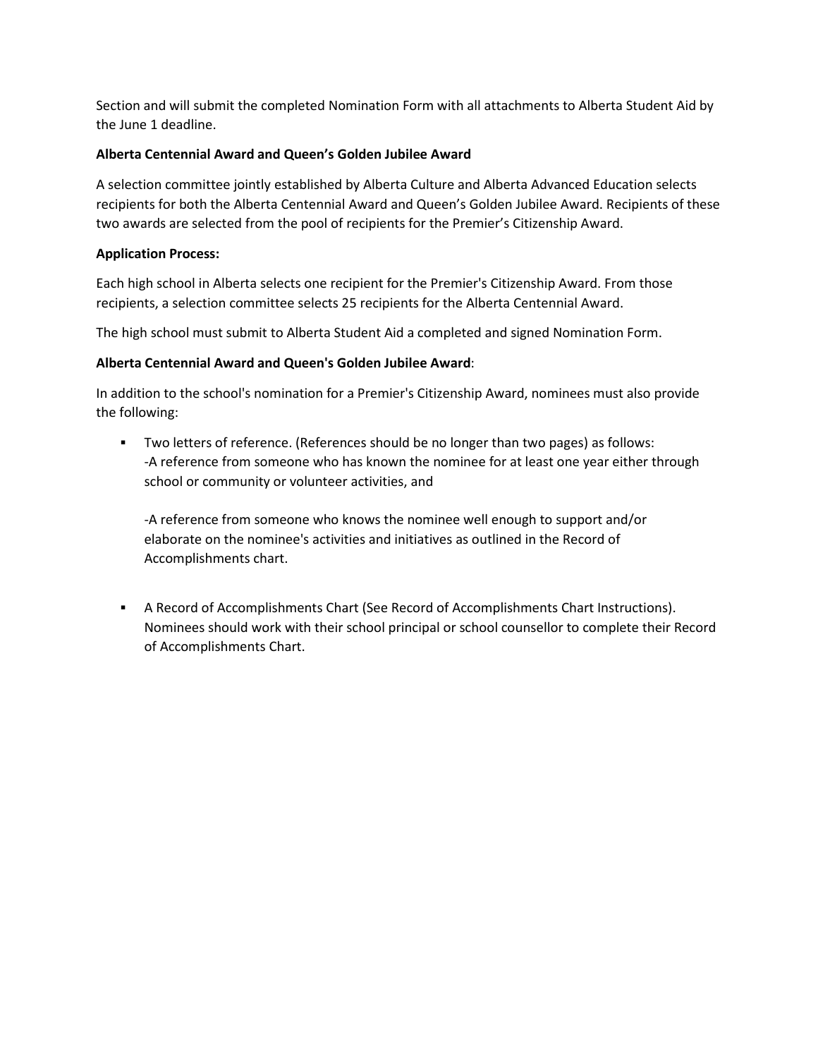Section and will submit the completed Nomination Form with all attachments to Alberta Student Aid by the June 1 deadline.

**Alberta Centennial Award and Queen's Golden Jubilee Award**

A selection committee jointly established by Alberta Culture and Alberta Advanced Education selects recipients for both the Alberta Centennial Award and Queen's Golden Jubilee Award. Recipients of these two awards are selected from the pool of recipients for the Premier's Citizenship Award.

**Application Process:**

Each high school in Alberta selects one recipient for the Premier's Citizenship Award. From those recipients, a selection committee selects 25 recipients for the Alberta Centennial Award.

The high school must submit to Alberta Student Aid a completed and signed Nomination Form.

**Alberta Centennial Award and Queen's Golden Jubilee Award**:

In addition to the school's nomination for a Premier's Citizenship Award, nominees must also provide the following:

- Two letters of reference. (References should be no longer than two pages) as follows:
  -A reference from someone who has known the nominee for at least one year either through school or community or volunteer activities, and

  -A reference from someone who knows the nominee well enough to support and/or elaborate on the nominee's activities and initiatives as outlined in the Record of Accomplishments chart.

- A Record of Accomplishments Chart (See Record of Accomplishments Chart Instructions). Nominees should work with their school principal or school counsellor to complete their Record of Accomplishments Chart.